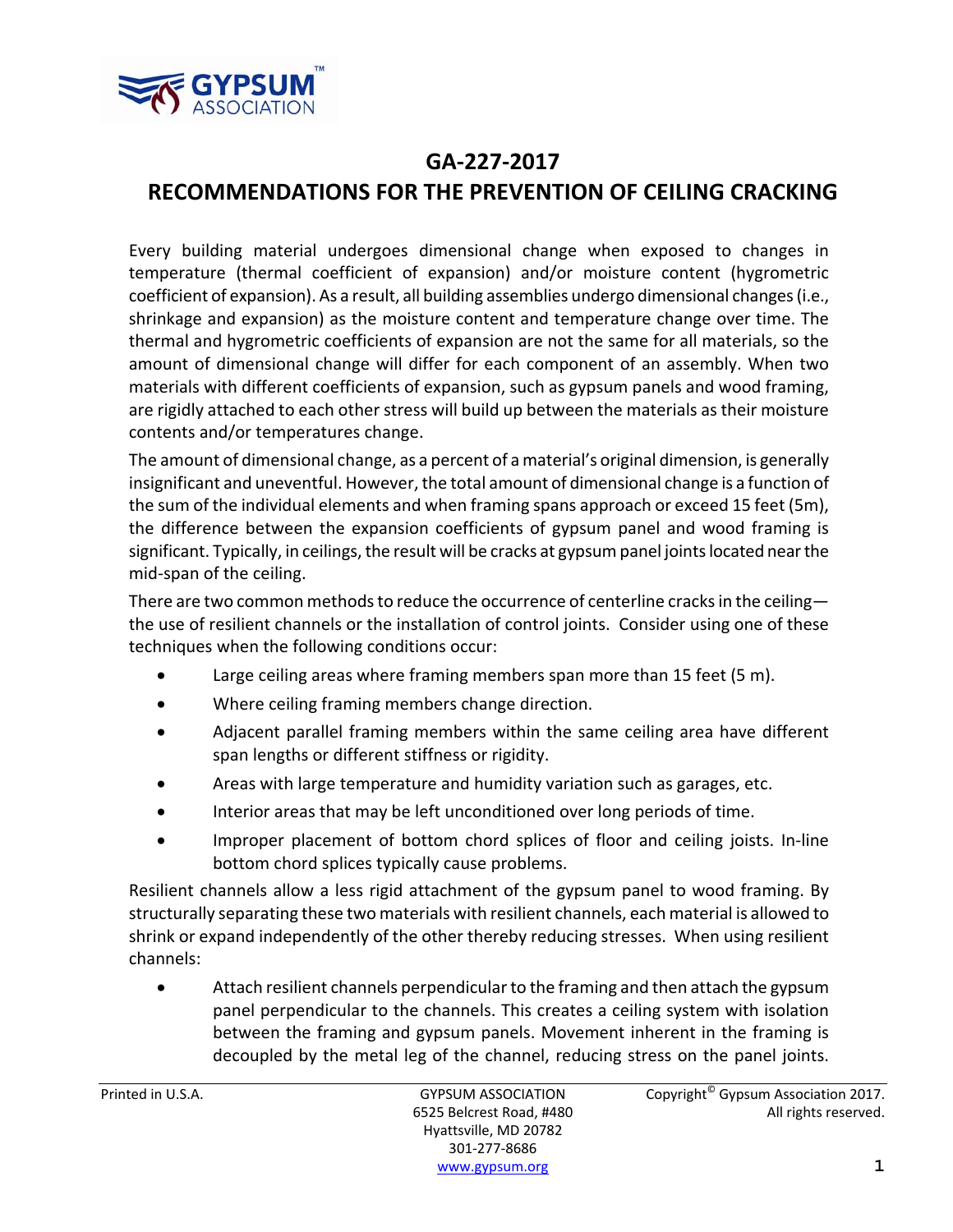# GA-227-2017

# RECOMMENDATIONS FOR THE PREVENTION OF CEILING CRACKING

Every building material undergoes dimensional change when exposed to changes in temperature (thermal coefficient of expansion) and/or moisture content (hygrometric coefficient of expansion). As a result, all building assemblies undergo dimensional changes (i.e., shrinkage and expansion) as the moisture content and temperature change over time. The thermal and hygrometric coefficients of expansion are not the same for all materials, so the amount of dimensional change will differ for each component of an assembly. When two materials with different coefficients of expansion, such as gypsum panels and wood framing, are rigidly attached to each other stress will build up between the materials as their moisture contents and/or temperatures change.

The amount of dimensional change, as a percent of a material's original dimension, is generally insignificant and uneventful. However, the total amount of dimensional change is a function of the sum of the individual elements and when framing spans approach or exceed 15 feet (5m), the difference between the expansion coefficients of gypsum panel and wood framing is significant. Typically, in ceilings, the result will be cracks at gypsum panel joints located near the mid-span of the ceiling.

There are two common methods to reduce the occurrence of centerline cracks in the ceiling—the use of resilient channels or the installation of control joints. Consider using one of these techniques when the following conditions occur:

- Large ceiling areas where framing members span more than 15 feet (5 m).
- Where ceiling framing members change direction.
- Adjacent parallel framing members within the same ceiling area have different span lengths or different stiffness or rigidity.
- Areas with large temperature and humidity variation such as garages, etc.
- Interior areas that may be left unconditioned over long periods of time.
- Improper placement of bottom chord splices of floor and ceiling joists. In-line bottom chord splices typically cause problems.

Resilient channels allow a less rigid attachment of the gypsum panel to wood framing. By structurally separating these two materials with resilient channels, each material is allowed to shrink or expand independently of the other thereby reducing stresses. When using resilient channels:

- Attach resilient channels perpendicular to the framing and then attach the gypsum panel perpendicular to the channels. This creates a ceiling system with isolation between the framing and gypsum panels. Movement inherent in the framing is decoupled by the metal leg of the channel, reducing stress on the panel joints.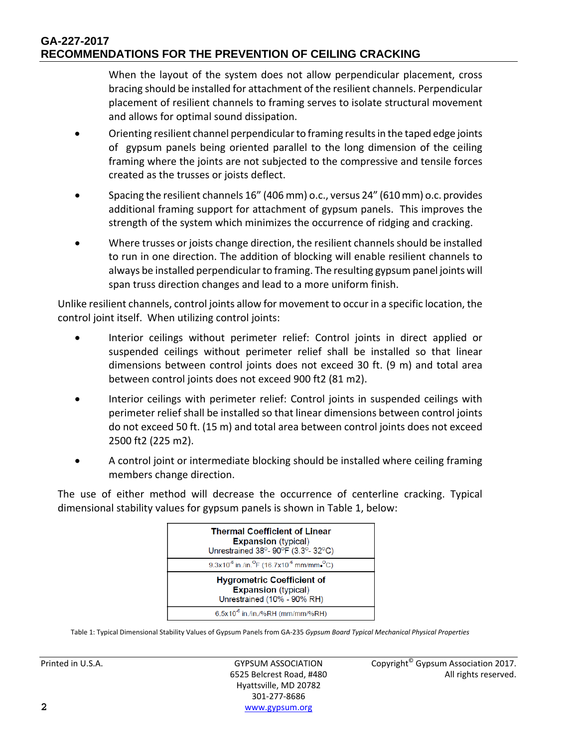When the layout of the system does not allow perpendicular placement, cross bracing should be installed for attachment of the resilient channels. Perpendicular placement of resilient channels to framing serves to isolate structural movement and allows for optimal sound dissipation.

- Orienting resilient channel perpendicular to framing results in the taped edge joints of gypsum panels being oriented parallel to the long dimension of the ceiling framing where the joints are not subjected to the compressive and tensile forces created as the trusses or joists deflect.
- Spacing the resilient channels 16" (406 mm) o.c., versus 24" (610 mm) o.c. provides additional framing support for attachment of gypsum panels. This improves the strength of the system which minimizes the occurrence of ridging and cracking.
- Where trusses or joists change direction, the resilient channels should be installed to run in one direction. The addition of blocking will enable resilient channels to always be installed perpendicular to framing. The resulting gypsum panel joints will span truss direction changes and lead to a more uniform finish.

Unlike resilient channels, control joints allow for movement to occur in a specific location, the control joint itself. When utilizing control joints:

- Interior ceilings without perimeter relief: Control joints in direct applied or suspended ceilings without perimeter relief shall be installed so that linear dimensions between control joints does not exceed 30 ft. (9 m) and total area between control joints does not exceed 900 ft2 (81 m2).
- Interior ceilings with perimeter relief: Control joints in suspended ceilings with perimeter relief shall be installed so that linear dimensions between control joints do not exceed 50 ft. (15 m) and total area between control joints does not exceed 2500 ft2 (225 m2).
- A control joint or intermediate blocking should be installed where ceiling framing members change direction.

The use of either method will decrease the occurrence of centerline cracking. Typical dimensional stability values for gypsum panels is shown in Table 1, below:

| **Thermal Coefficient of Linear Expansion** (typical) Unrestrained 38°- 90°F (3.3°- 32°C) |
|---|
| $9.3 \times 10^{-6}$ in./in.°F ($16.7 \times 10^{-6}$ mm/mm•°C) |
| **Hygrometric Coefficient of Expansion** (typical) Unrestrained (10% - 90% RH) |
| $6.5 \times 10^{-6}$ in./in./%RH (mm/mm/%RH) |

Table 1: Typical Dimensional Stability Values of Gypsum Panels from GA-235 *Gypsum Board Typical Mechanical Physical Properties*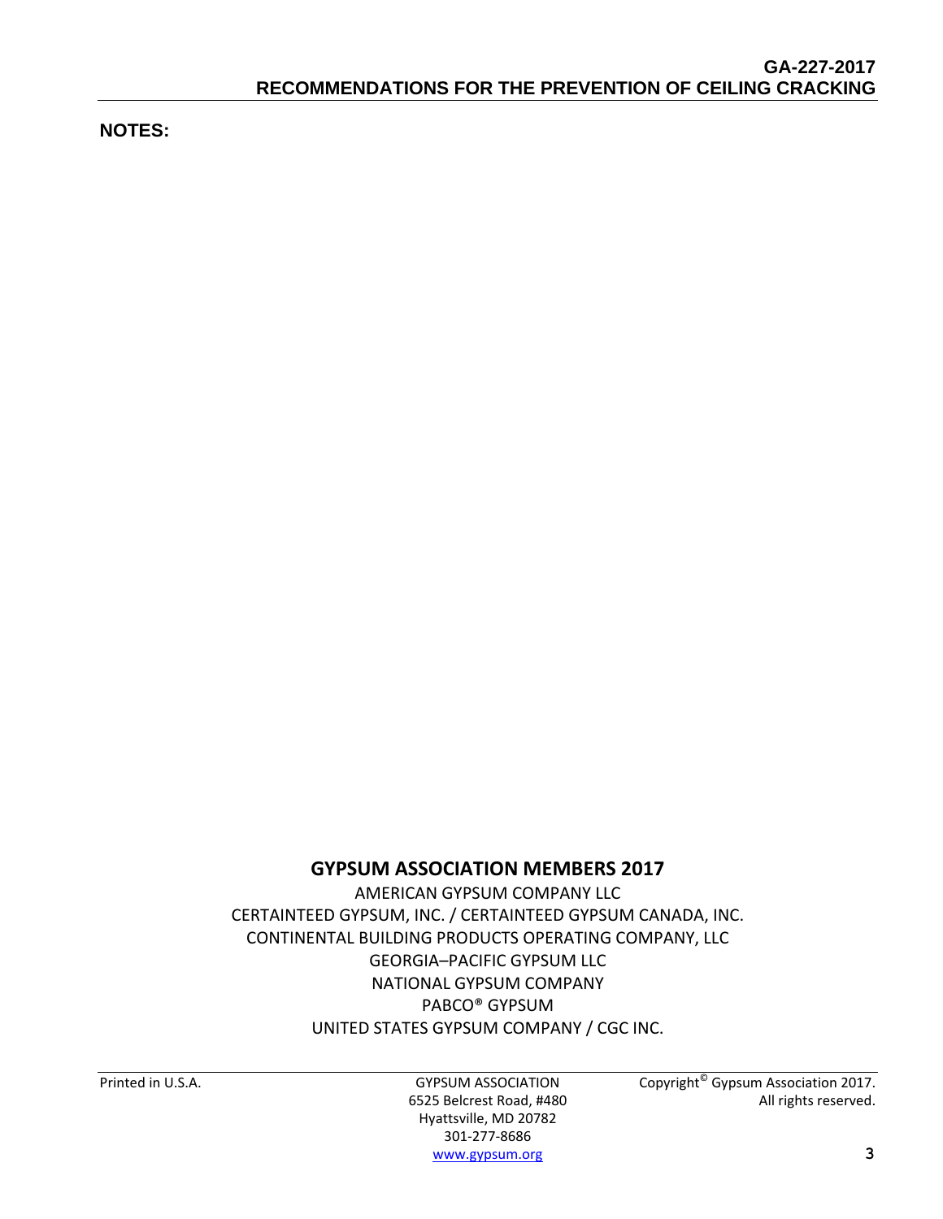**NOTES:**

## GYPSUM ASSOCIATION MEMBERS 2017

AMERICAN GYPSUM COMPANY LLC
CERTAINTEED GYPSUM, INC. / CERTAINTEED GYPSUM CANADA, INC.
CONTINENTAL BUILDING PRODUCTS OPERATING COMPANY, LLC
GEORGIA–PACIFIC GYPSUM LLC
NATIONAL GYPSUM COMPANY
PABCO® GYPSUM
UNITED STATES GYPSUM COMPANY / CGC INC.

Printed in U.S.A.

GYPSUM ASSOCIATION
6525 Belcrest Road, #480
Hyattsville, MD 20782
301-277-8686
www.gypsum.org

Copyright© Gypsum Association 2017.
All rights reserved.